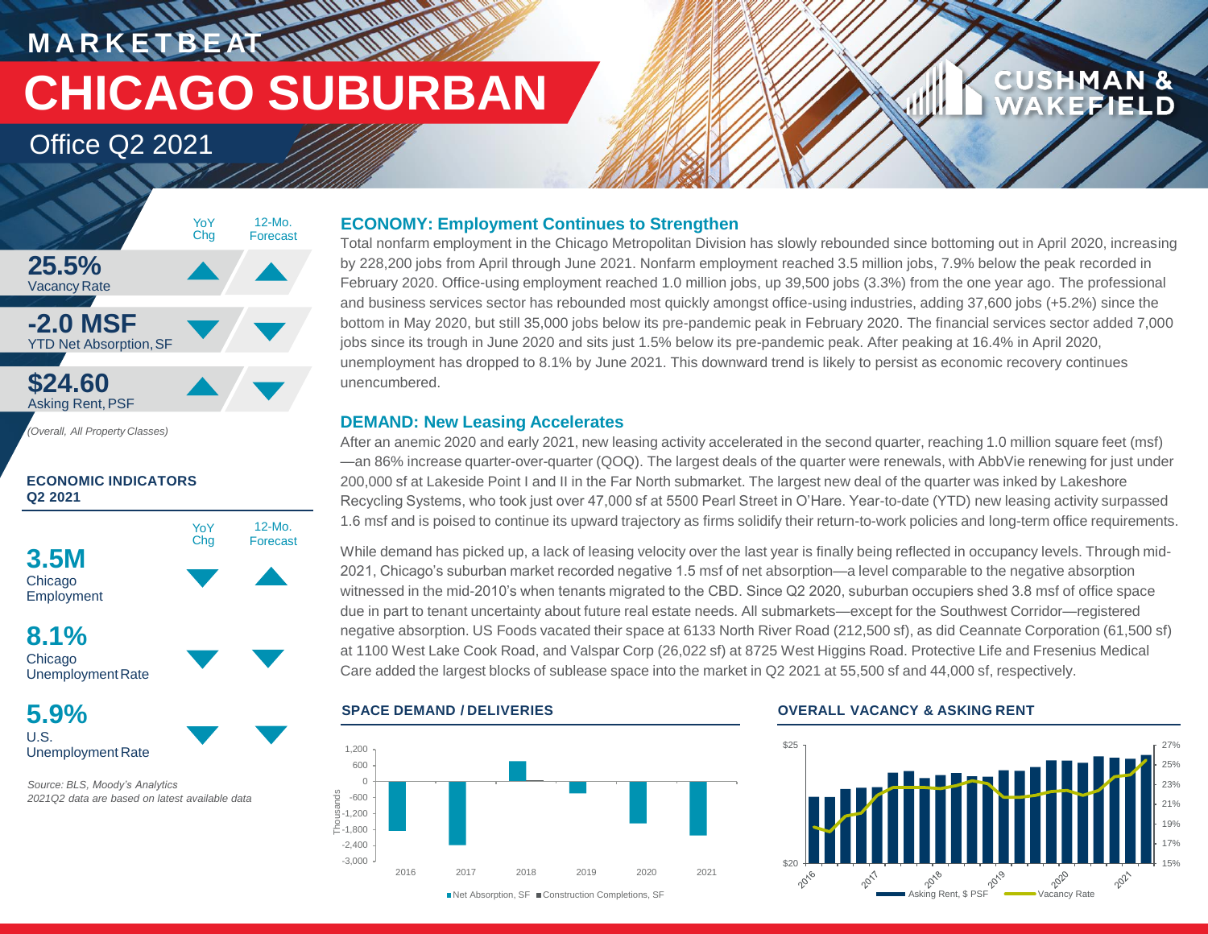MARKETBEAT

# CHICAGO SUBURBAN

Office Q2 2021

| | YoY Chg | 12-Mo. Forecast |
|---|---|---|
| **25.5%** Vacancy Rate | ▲ | ▲ |
| **-2.0 MSF** YTD Net Absorption, SF | ▼ | ▼ |
| **$24.60** Asking Rent, PSF | ▲ | ▼ |

*(Overall, All Property Classes)*

### ECONOMIC INDICATORS Q2 2021

| | YoY Chg | 12-Mo. Forecast |
|---|---|---|
| **3.5M** Chicago Employment | ▼ | ▲ |
| **8.1%** Chicago Unemployment Rate | ▼ | ▼ |
| **5.9%** U.S. Unemployment Rate | ▼ | ▼ |

*Source: BLS, Moody's Analytics*
*2021Q2 data are based on latest available data*

## ECONOMY: Employment Continues to Strengthen

Total nonfarm employment in the Chicago Metropolitan Division has slowly rebounded since bottoming out in April 2020, increasing by 228,200 jobs from April through June 2021. Nonfarm employment reached 3.5 million jobs, 7.9% below the peak recorded in February 2020. Office-using employment reached 1.0 million jobs, up 39,500 jobs (3.3%) from the one year ago. The professional and business services sector has rebounded most quickly amongst office-using industries, adding 37,600 jobs (+5.2%) since the bottom in May 2020, but still 35,000 jobs below its pre-pandemic peak in February 2020. The financial services sector added 7,000 jobs since its trough in June 2020 and sits just 1.5% below its pre-pandemic peak. After peaking at 16.4% in April 2020, unemployment has dropped to 8.1% by June 2021. This downward trend is likely to persist as economic recovery continues unencumbered.

## DEMAND: New Leasing Accelerates

After an anemic 2020 and early 2021, new leasing activity accelerated in the second quarter, reaching 1.0 million square feet (msf)—an 86% increase quarter-over-quarter (QOQ). The largest deals of the quarter were renewals, with AbbVie renewing for just under 200,000 sf at Lakeside Point I and II in the Far North submarket. The largest new deal of the quarter was inked by Lakeshore Recycling Systems, who took just over 47,000 sf at 5500 Pearl Street in O'Hare. Year-to-date (YTD) new leasing activity surpassed 1.6 msf and is poised to continue its upward trajectory as firms solidify their return-to-work policies and long-term office requirements.

While demand has picked up, a lack of leasing velocity over the last year is finally being reflected in occupancy levels. Through mid-2021, Chicago's suburban market recorded negative 1.5 msf of net absorption—a level comparable to the negative absorption witnessed in the mid-2010's when tenants migrated to the CBD. Since Q2 2020, suburban occupiers shed 3.8 msf of office space due in part to tenant uncertainty about future real estate needs. All submarkets—except for the Southwest Corridor—registered negative absorption. US Foods vacated their space at 6133 North River Road (212,500 sf), as did Ceannate Corporation (61,500 sf) at 1100 West Lake Cook Road, and Valspar Corp (26,022 sf) at 8725 West Higgins Road. Protective Life and Fresenius Medical Care added the largest blocks of sublease space into the market in Q2 2021 at 55,500 sf and 44,000 sf, respectively.

### SPACE DEMAND / DELIVERIES

Net Absorption, SF | Construction Completions, SF

### OVERALL VACANCY & ASKING RENT

Asking Rent, $ PSF | Vacancy Rate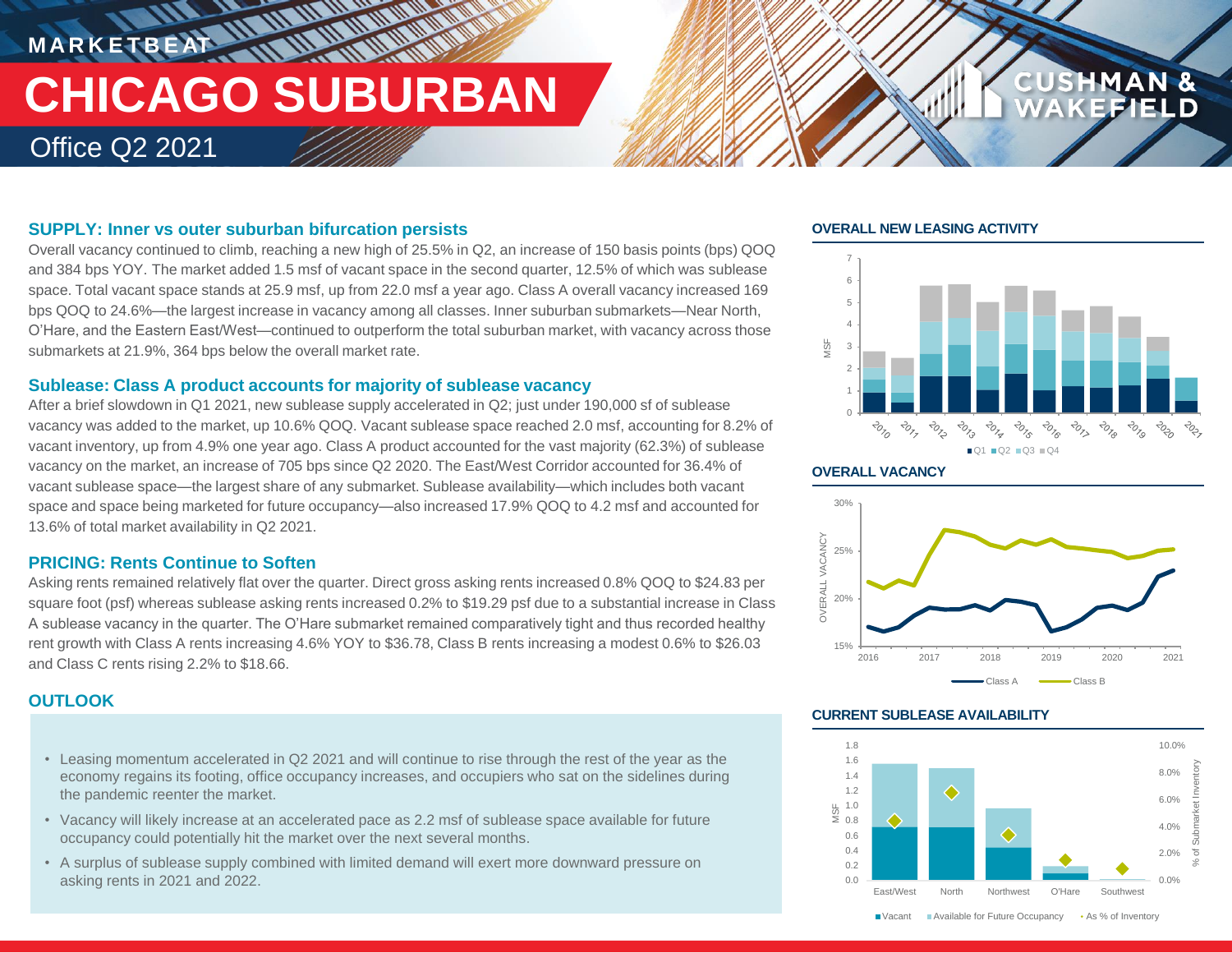MARKETBEAT

# CHICAGO SUBURBAN

Office Q2 2021

## SUPPLY: Inner vs outer suburban bifurcation persists

Overall vacancy continued to climb, reaching a new high of 25.5% in Q2, an increase of 150 basis points (bps) QOQ and 384 bps YOY. The market added 1.5 msf of vacant space in the second quarter, 12.5% of which was sublease space. Total vacant space stands at 25.9 msf, up from 22.0 msf a year ago. Class A overall vacancy increased 169 bps QOQ to 24.6%—the largest increase in vacancy among all classes. Inner suburban submarkets—Near North, O'Hare, and the Eastern East/West—continued to outperform the total suburban market, with vacancy across those submarkets at 21.9%, 364 bps below the overall market rate.

## Sublease: Class A product accounts for majority of sublease vacancy

After a brief slowdown in Q1 2021, new sublease supply accelerated in Q2; just under 190,000 sf of sublease vacancy was added to the market, up 10.6% QOQ. Vacant sublease space reached 2.0 msf, accounting for 8.2% of vacant inventory, up from 4.9% one year ago. Class A product accounted for the vast majority (62.3%) of sublease vacancy on the market, an increase of 705 bps since Q2 2020. The East/West Corridor accounted for 36.4% of vacant sublease space—the largest share of any submarket. Sublease availability—which includes both vacant space and space being marketed for future occupancy—also increased 17.9% QOQ to 4.2 msf and accounted for 13.6% of total market availability in Q2 2021.

## PRICING: Rents Continue to Soften

Asking rents remained relatively flat over the quarter. Direct gross asking rents increased 0.8% QOQ to $24.83 per square foot (psf) whereas sublease asking rents increased 0.2% to $19.29 psf due to a substantial increase in Class A sublease vacancy in the quarter. The O'Hare submarket remained comparatively tight and thus recorded healthy rent growth with Class A rents increasing 4.6% YOY to $36.78, Class B rents increasing a modest 0.6% to $26.03 and Class C rents rising 2.2% to $18.66.

## OUTLOOK

- Leasing momentum accelerated in Q2 2021 and will continue to rise through the rest of the year as the economy regains its footing, office occupancy increases, and occupiers who sat on the sidelines during the pandemic reenter the market.
- Vacancy will likely increase at an accelerated pace as 2.2 msf of sublease space available for future occupancy could potentially hit the market over the next several months.
- A surplus of sublease supply combined with limited demand will exert more downward pressure on asking rents in 2021 and 2022.

### OVERALL NEW LEASING ACTIVITY

### OVERALL VACANCY

### CURRENT SUBLEASE AVAILABILITY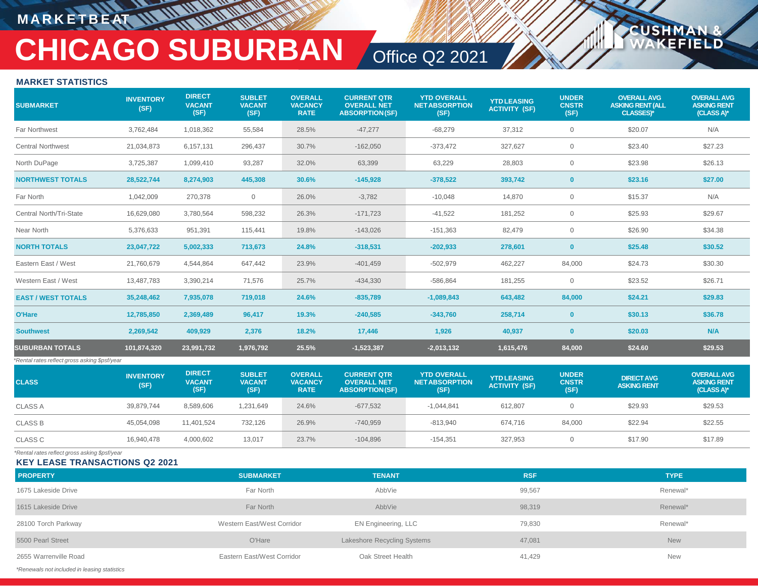# MARKETBEAT

# CHICAGO SUBURBAN

## Office Q2 2021

### MARKET STATISTICS

| SUBMARKET | INVENTORY (SF) | DIRECT VACANT (SF) | SUBLET VACANT (SF) | OVERALL VACANCY RATE | CURRENT QTR OVERALL NET ABSORPTION (SF) | YTD OVERALL NET ABSORPTION (SF) | YTD LEASING ACTIVITY (SF) | UNDER CNSTR (SF) | OVERALL AVG ASKING RENT (ALL CLASSES)* | OVERALL AVG ASKING RENT (CLASS A)* |
|---|---|---|---|---|---|---|---|---|---|---|
| Far Northwest | 3,762,484 | 1,018,362 | 55,584 | 28.5% | -47,277 | -68,279 | 37,312 | 0 | $20.07 | N/A |
| Central Northwest | 21,034,873 | 6,157,131 | 296,437 | 30.7% | -162,050 | -373,472 | 327,627 | 0 | $23.40 | $27.23 |
| North DuPage | 3,725,387 | 1,099,410 | 93,287 | 32.0% | 63,399 | 63,229 | 28,803 | 0 | $23.98 | $26.13 |
| **NORTHWEST TOTALS** | **28,522,744** | **8,274,903** | **445,308** | **30.6%** | **-145,928** | **-378,522** | **393,742** | **0** | **$23.16** | **$27.00** |
| Far North | 1,042,009 | 270,378 | 0 | 26.0% | -3,782 | -10,048 | 14,870 | 0 | $15.37 | N/A |
| Central North/Tri-State | 16,629,080 | 3,780,564 | 598,232 | 26.3% | -171,723 | -41,522 | 181,252 | 0 | $25.93 | $29.67 |
| Near North | 5,376,633 | 951,391 | 115,441 | 19.8% | -143,026 | -151,363 | 82,479 | 0 | $26.90 | $34.38 |
| **NORTH TOTALS** | **23,047,722** | **5,002,333** | **713,673** | **24.8%** | **-318,531** | **-202,933** | **278,601** | **0** | **$25.48** | **$30.52** |
| Eastern East / West | 21,760,679 | 4,544,864 | 647,442 | 23.9% | -401,459 | -502,979 | 462,227 | 84,000 | $24.73 | $30.30 |
| Western East / West | 13,487,783 | 3,390,214 | 71,576 | 25.7% | -434,330 | -586,864 | 181,255 | 0 | $23.52 | $26.71 |
| **EAST / WEST TOTALS** | **35,248,462** | **7,935,078** | **719,018** | **24.6%** | **-835,789** | **-1,089,843** | **643,482** | **84,000** | **$24.21** | **$29.83** |
| **O'Hare** | **12,785,850** | **2,369,489** | **96,417** | **19.3%** | **-240,585** | **-343,760** | **258,714** | **0** | **$30.13** | **$36.78** |
| **Southwest** | **2,269,542** | **409,929** | **2,376** | **18.2%** | **17,446** | **1,926** | **40,937** | **0** | **$20.03** | **N/A** |
| **SUBURBAN TOTALS** | **101,874,320** | **23,991,732** | **1,976,792** | **25.5%** | **-1,523,387** | **-2,013,132** | **1,615,476** | **84,000** | **$24.60** | **$29.53** |

*Rental rates reflect gross asking $psf/year*

| CLASS | INVENTORY (SF) | DIRECT VACANT (SF) | SUBLET VACANT (SF) | OVERALL VACANCY RATE | CURRENT QTR OVERALL NET ABSORPTION (SF) | YTD OVERALL NET ABSORPTION (SF) | YTD LEASING ACTIVITY (SF) | UNDER CNSTR (SF) | DIRECT AVG ASKING RENT | OVERALL AVG ASKING RENT (CLASS A)* |
|---|---|---|---|---|---|---|---|---|---|---|
| CLASS A | 39,879,744 | 8,589,606 | 1,231,649 | 24.6% | -677,532 | -1,044,841 | 612,807 | 0 | $29.93 | $29.53 |
| CLASS B | 45,054,098 | 11,401,524 | 732,126 | 26.9% | -740,959 | -813,940 | 674,716 | 84,000 | $22.94 | $22.55 |
| CLASS C | 16,940,478 | 4,000,602 | 13,017 | 23.7% | -104,896 | -154,351 | 327,953 | 0 | $17.90 | $17.89 |

*Rental rates reflect gross asking $psf/year*

### KEY LEASE TRANSACTIONS Q2 2021

| PROPERTY | SUBMARKET | TENANT | RSF | TYPE |
|---|---|---|---|---|
| 1675 Lakeside Drive | Far North | AbbVie | 99,567 | Renewal* |
| 1615 Lakeside Drive | Far North | AbbVie | 98,319 | Renewal* |
| 28100 Torch Parkway | Western East/West Corridor | EN Engineering, LLC | 79,830 | Renewal* |
| 5500 Pearl Street | O'Hare | Lakeshore Recycling Systems | 47,081 | New |
| 2655 Warrenville Road | Eastern East/West Corridor | Oak Street Health | 41,429 | New |

*Renewals not included in leasing statistics*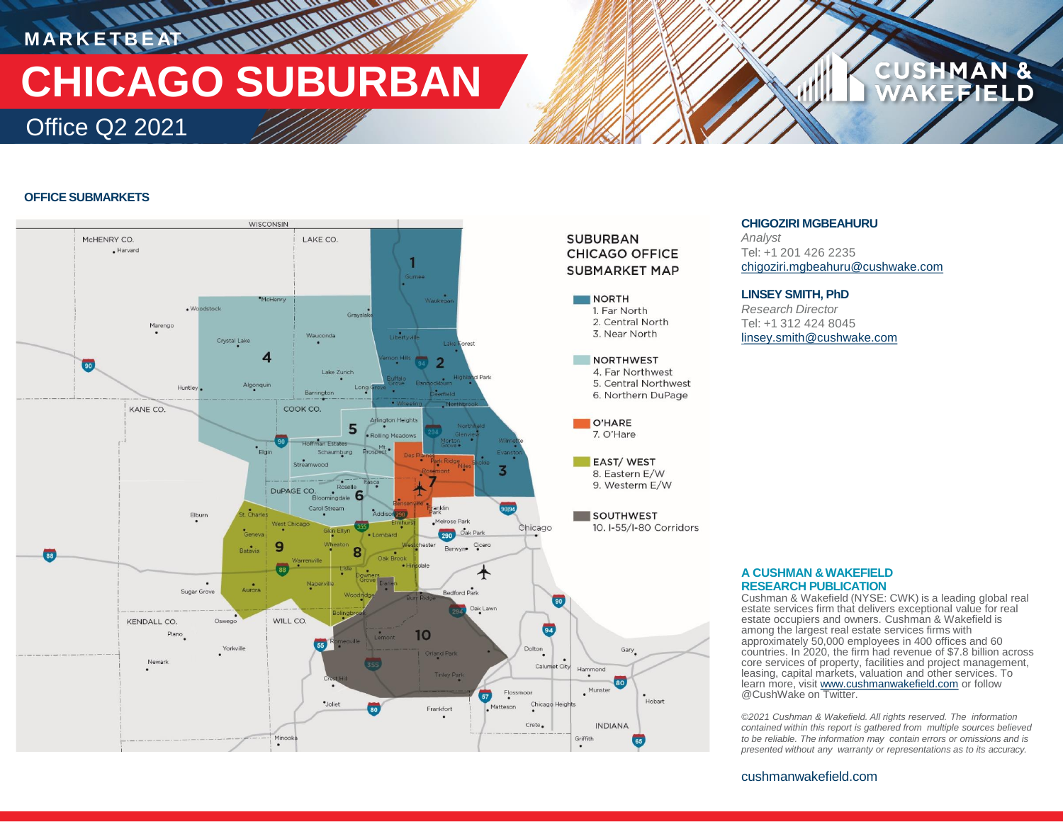MARKETBEAT

# CHICAGO SUBURBAN

Office Q2 2021

CUSHMAN & WAKEFIELD

### OFFICE SUBMARKETS

SUBURBAN CHICAGO OFFICE SUBMARKET MAP

NORTH
1. Far North
2. Central North
3. Near North

NORTHWEST
4. Far Northwest
5. Central Northwest
6. Northern DuPage

O'HARE
7. O'Hare

EAST/ WEST
8. Eastern E/W
9. Westerm E/W

SOUTHWEST
10. I-55/I-80 Corridors

**CHIGOZIRI MGBEAHURU**
*Analyst*
Tel: +1 201 426 2235
chigoziri.mgbeahuru@cushwake.com

**LINSEY SMITH, PhD**
*Research Director*
Tel: +1 312 424 8045
linsey.smith@cushwake.com

**A CUSHMAN & WAKEFIELD RESEARCH PUBLICATION**

Cushman & Wakefield (NYSE: CWK) is a leading global real estate services firm that delivers exceptional value for real estate occupiers and owners. Cushman & Wakefield is among the largest real estate services firms with approximately 50,000 employees in 400 offices and 60 countries. In 2020, the firm had revenue of $7.8 billion across core services of property, facilities and project management, leasing, capital markets, valuation and other services. To learn more, visit www.cushmanwakefield.com or follow @CushWake on Twitter.

*©2021 Cushman & Wakefield. All rights reserved. The information contained within this report is gathered from multiple sources believed to be reliable. The information may contain errors or omissions and is presented without any warranty or representations as to its accuracy.*

cushmanwakefield.com